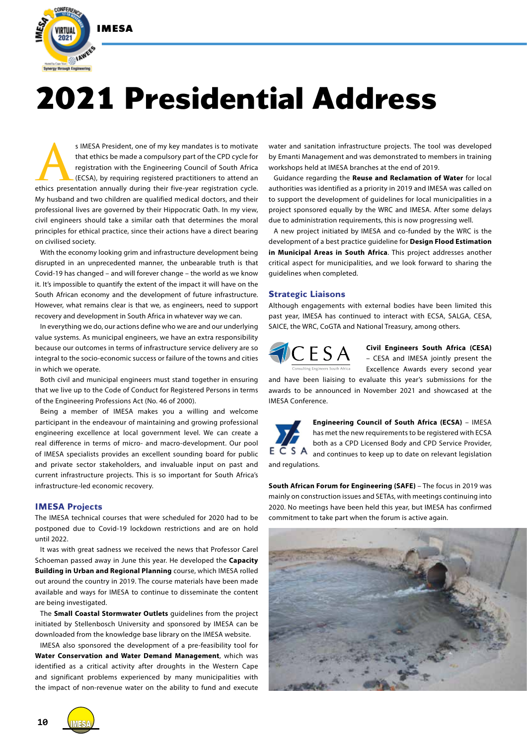# 2021 Presidential Address

As IMESA President, one of my key mandates is to motivate that ethics be made a compulsory part of the CPD cycle for registration with the Engineering Council of South Africa (ECSA), by requiring registered practitioners to attend an ethics presentation annually during their five-year registration cycle. My husband and two children are qualified medical doctors, and their professional lives are governed by their Hippocratic Oath. In my view, civil engineers should take a similar oath that determines the moral principles for ethical practice, since their actions have a direct bearing on civilised society.

With the economy looking grim and infrastructure development being disrupted in an unprecedented manner, the unbearable truth is that Covid-19 has changed – and will forever change – the world as we know it. It's impossible to quantify the extent of the impact it will have on the South African economy and the development of future infrastructure. However, what remains clear is that we, as engineers, need to support recovery and development in South Africa in whatever way we can.

In everything we do, our actions define who we are and our underlying value systems. As municipal engineers, we have an extra responsibility because our outcomes in terms of infrastructure service delivery are so integral to the socio-economic success or failure of the towns and cities in which we operate.

Both civil and municipal engineers must stand together in ensuring that we live up to the Code of Conduct for Registered Persons in terms of the Engineering Professions Act (No. 46 of 2000).

Being a member of IMESA makes you a willing and welcome participant in the endeavour of maintaining and growing professional engineering excellence at local government level. We can create a real difference in terms of micro- and macro-development. Our pool of IMESA specialists provides an excellent sounding board for public and private sector stakeholders, and invaluable input on past and current infrastructure projects. This is so important for South Africa's infrastructure-led economic recovery.

## IMESA Projects

The IMESA technical courses that were scheduled for 2020 had to be postponed due to Covid-19 lockdown restrictions and are on hold until 2022.

It was with great sadness we received the news that Professor Carel Schoeman passed away in June this year. He developed the **Capacity Building in Urban and Regional Planning** course, which IMESA rolled out around the country in 2019. The course materials have been made available and ways for IMESA to continue to disseminate the content are being investigated.

The **Small Coastal Stormwater Outlets** guidelines from the project initiated by Stellenbosch University and sponsored by IMESA can be downloaded from the knowledge base library on the IMESA website.

IMESA also sponsored the development of a pre-feasibility tool for **Water Conservation and Water Demand Management**, which was identified as a critical activity after droughts in the Western Cape and significant problems experienced by many municipalities with the impact of non-revenue water on the ability to fund and execute water and sanitation infrastructure projects. The tool was developed by Emanti Management and was demonstrated to members in training workshops held at IMESA branches at the end of 2019.

Guidance regarding the **Reuse and Reclamation of Water** for local authorities was identified as a priority in 2019 and IMESA was called on to support the development of guidelines for local municipalities in a project sponsored equally by the WRC and IMESA. After some delays due to administration requirements, this is now progressing well.

A new project initiated by IMESA and co-funded by the WRC is the development of a best practice guideline for **Design Flood Estimation in Municipal Areas in South Africa**. This project addresses another critical aspect for municipalities, and we look forward to sharing the guidelines when completed.

## Strategic Liaisons

Although engagements with external bodies have been limited this past year, IMESA has continued to interact with ECSA, SALGA, CESA, SAICE, the WRC, CoGTA and National Treasury, among others.

**Civil Engineers South Africa (CESA)** – CESA and IMESA jointly present the Excellence Awards every second year and have been liaising to evaluate this year's submissions for the awards to be announced in November 2021 and showcased at the IMESA Conference.

**Engineering Council of South Africa (ECSA)** – IMESA has met the new requirements to be registered with ECSA both as a CPD Licensed Body and CPD Service Provider, and continues to keep up to date on relevant legislation and regulations.

**South African Forum for Engineering (SAFE)** – The focus in 2019 was mainly on construction issues and SETAs, with meetings continuing into 2020. No meetings have been held this year, but IMESA has confirmed commitment to take part when the forum is active again.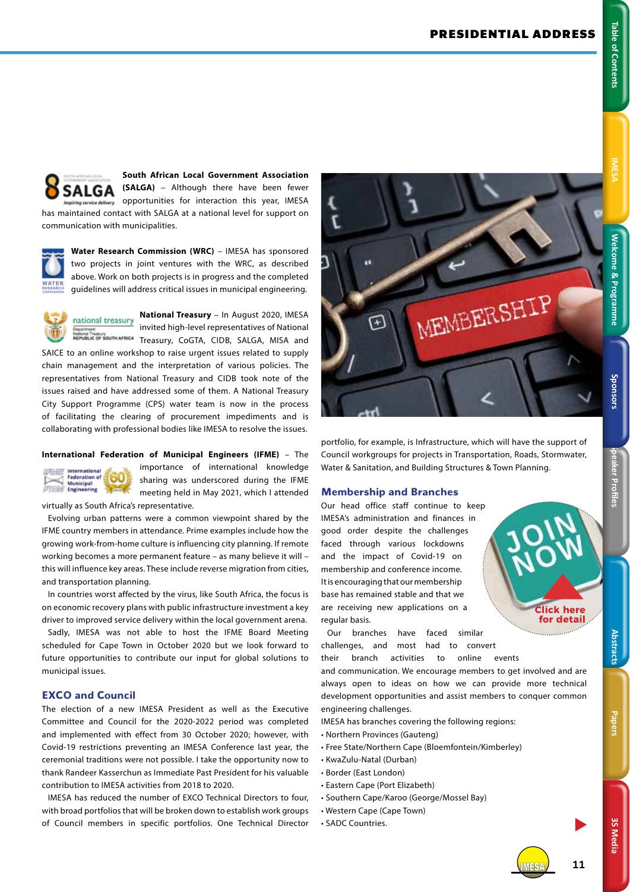**South African Local Government Association (SALGA)** – Although there have been fewer opportunities for interaction this year, IMESA has maintained contact with SALGA at a national level for support on communication with municipalities.

**Water Research Commission (WRC)** – IMESA has sponsored two projects in joint ventures with the WRC, as described above. Work on both projects is in progress and the completed guidelines will address critical issues in municipal engineering.

**National Treasury** – In August 2020, IMESA invited high-level representatives of National Treasury, CoGTA, CIDB, SALGA, MISA and SAICE to an online workshop to raise urgent issues related to supply chain management and the interpretation of various policies. The representatives from National Treasury and CIDB took note of the issues raised and have addressed some of them. A National Treasury City Support Programme (CPS) water team is now in the process of facilitating the clearing of procurement impediments and is collaborating with professional bodies like IMESA to resolve the issues.

**International Federation of Municipal Engineers (IFME)** – The importance of international knowledge sharing was underscored during the IFME meeting held in May 2021, which I attended virtually as South Africa's representative.

Evolving urban patterns were a common viewpoint shared by the IFME country members in attendance. Prime examples include how the growing work-from-home culture is influencing city planning. If remote working becomes a more permanent feature – as many believe it will – this will influence key areas. These include reverse migration from cities, and transportation planning.

In countries worst affected by the virus, like South Africa, the focus is on economic recovery plans with public infrastructure investment a key driver to improved service delivery within the local government arena.

Sadly, IMESA was not able to host the IFME Board Meeting scheduled for Cape Town in October 2020 but we look forward to future opportunities to contribute our input for global solutions to municipal issues.

## EXCO and Council

The election of a new IMESA President as well as the Executive Committee and Council for the 2020-2022 period was completed and implemented with effect from 30 October 2020; however, with Covid-19 restrictions preventing an IMESA Conference last year, the ceremonial traditions were not possible. I take the opportunity now to thank Randeer Kasserchun as Immediate Past President for his valuable contribution to IMESA activities from 2018 to 2020.

IMESA has reduced the number of EXCO Technical Directors to four, with broad portfolios that will be broken down to establish work groups of Council members in specific portfolios. One Technical Director portfolio, for example, is Infrastructure, which will have the support of Council workgroups for projects in Transportation, Roads, Stormwater, Water & Sanitation, and Building Structures & Town Planning.

## Membership and Branches

Our head office staff continue to keep IMESA's administration and finances in good order despite the challenges faced through various lockdowns and the impact of Covid-19 on membership and conference income. It is encouraging that our membership base has remained stable and that we are receiving new applications on a regular basis.

Our branches have faced similar challenges, and most had to convert their branch activities to online events and communication. We encourage members to get involved and are always open to ideas on how we can provide more technical development opportunities and assist members to conquer common engineering challenges.

IMESA has branches covering the following regions:

- Northern Provinces (Gauteng)
- Free State/Northern Cape (Bloemfontein/Kimberley)
- KwaZulu-Natal (Durban)
- Border (East London)
- Eastern Cape (Port Elizabeth)
- Southern Cape/Karoo (George/Mossel Bay)
- Western Cape (Cape Town)
- SADC Countries.

JOIN NOW

Click here for detail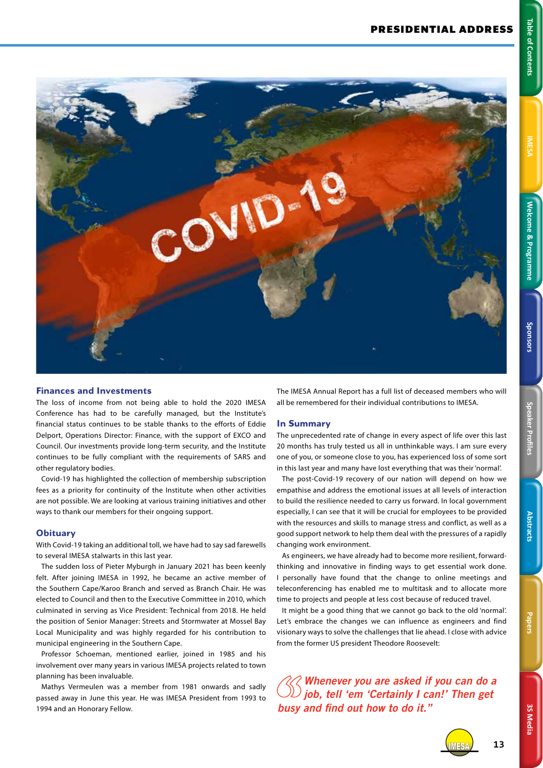## Finances and Investments

The loss of income from not being able to hold the 2020 IMESA Conference has had to be carefully managed, but the Institute's financial status continues to be stable thanks to the efforts of Eddie Delport, Operations Director: Finance, with the support of EXCO and Council. Our investments provide long-term security, and the Institute continues to be fully compliant with the requirements of SARS and other regulatory bodies.

Covid-19 has highlighted the collection of membership subscription fees as a priority for continuity of the Institute when other activities are not possible. We are looking at various training initiatives and other ways to thank our members for their ongoing support.

## Obituary

With Covid-19 taking an additional toll, we have had to say sad farewells to several IMESA stalwarts in this last year.

The sudden loss of Pieter Myburgh in January 2021 has been keenly felt. After joining IMESA in 1992, he became an active member of the Southern Cape/Karoo Branch and served as Branch Chair. He was elected to Council and then to the Executive Committee in 2010, which culminated in serving as Vice President: Technical from 2018. He held the position of Senior Manager: Streets and Stormwater at Mossel Bay Local Municipality and was highly regarded for his contribution to municipal engineering in the Southern Cape.

Professor Schoeman, mentioned earlier, joined in 1985 and his involvement over many years in various IMESA projects related to town planning has been invaluable.

Mathys Vermeulen was a member from 1981 onwards and sadly passed away in June this year. He was IMESA President from 1993 to 1994 and an Honorary Fellow.

The IMESA Annual Report has a full list of deceased members who will all be remembered for their individual contributions to IMESA.

## In Summary

The unprecedented rate of change in every aspect of life over this last 20 months has truly tested us all in unthinkable ways. I am sure every one of you, or someone close to you, has experienced loss of some sort in this last year and many have lost everything that was their 'normal'.

The post-Covid-19 recovery of our nation will depend on how we empathise and address the emotional issues at all levels of interaction to build the resilience needed to carry us forward. In local government especially, I can see that it will be crucial for employees to be provided with the resources and skills to manage stress and conflict, as well as a good support network to help them deal with the pressures of a rapidly changing work environment.

As engineers, we have already had to become more resilient, forward-thinking and innovative in finding ways to get essential work done. I personally have found that the change to online meetings and teleconferencing has enabled me to multitask and to allocate more time to projects and people at less cost because of reduced travel.

It might be a good thing that we cannot go back to the old 'normal'. Let's embrace the changes we can influence as engineers and find visionary ways to solve the challenges that lie ahead. I close with advice from the former US president Theodore Roosevelt:

> ***"Whenever you are asked if you can do a job, tell 'em 'Certainly I can!' Then get busy and find out how to do it."***